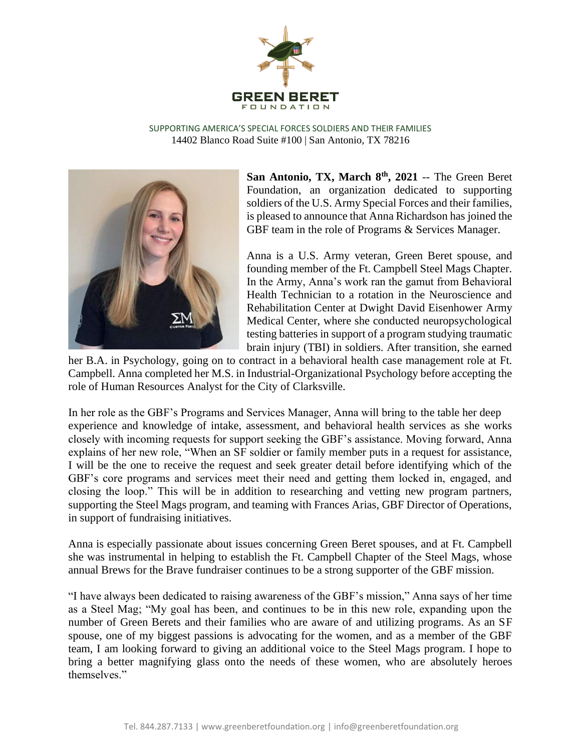GREEN BERET FOUNDATION

SUPPORTING AMERICA'S SPECIAL FORCES SOLDIERS AND THEIR FAMILIES
14402 Blanco Road Suite #100 | San Antonio, TX 78216

**San Antonio, TX, March 8th, 2021** -- The Green Beret Foundation, an organization dedicated to supporting soldiers of the U.S. Army Special Forces and their families, is pleased to announce that Anna Richardson has joined the GBF team in the role of Programs & Services Manager.

Anna is a U.S. Army veteran, Green Beret spouse, and founding member of the Ft. Campbell Steel Mags Chapter. In the Army, Anna's work ran the gamut from Behavioral Health Technician to a rotation in the Neuroscience and Rehabilitation Center at Dwight David Eisenhower Army Medical Center, where she conducted neuropsychological testing batteries in support of a program studying traumatic brain injury (TBI) in soldiers. After transition, she earned her B.A. in Psychology, going on to contract in a behavioral health case management role at Ft. Campbell. Anna completed her M.S. in Industrial-Organizational Psychology before accepting the role of Human Resources Analyst for the City of Clarksville.

In her role as the GBF's Programs and Services Manager, Anna will bring to the table her deep experience and knowledge of intake, assessment, and behavioral health services as she works closely with incoming requests for support seeking the GBF's assistance. Moving forward, Anna explains of her new role, "When an SF soldier or family member puts in a request for assistance, I will be the one to receive the request and seek greater detail before identifying which of the GBF's core programs and services meet their need and getting them locked in, engaged, and closing the loop." This will be in addition to researching and vetting new program partners, supporting the Steel Mags program, and teaming with Frances Arias, GBF Director of Operations, in support of fundraising initiatives.

Anna is especially passionate about issues concerning Green Beret spouses, and at Ft. Campbell she was instrumental in helping to establish the Ft. Campbell Chapter of the Steel Mags, whose annual Brews for the Brave fundraiser continues to be a strong supporter of the GBF mission.

"I have always been dedicated to raising awareness of the GBF's mission," Anna says of her time as a Steel Mag; "My goal has been, and continues to be in this new role, expanding upon the number of Green Berets and their families who are aware of and utilizing programs. As an SF spouse, one of my biggest passions is advocating for the women, and as a member of the GBF team, I am looking forward to giving an additional voice to the Steel Mags program. I hope to bring a better magnifying glass onto the needs of these women, who are absolutely heroes themselves."

Tel. 844.287.7133 | www.greenberetfoundation.org | info@greenberetfoundation.org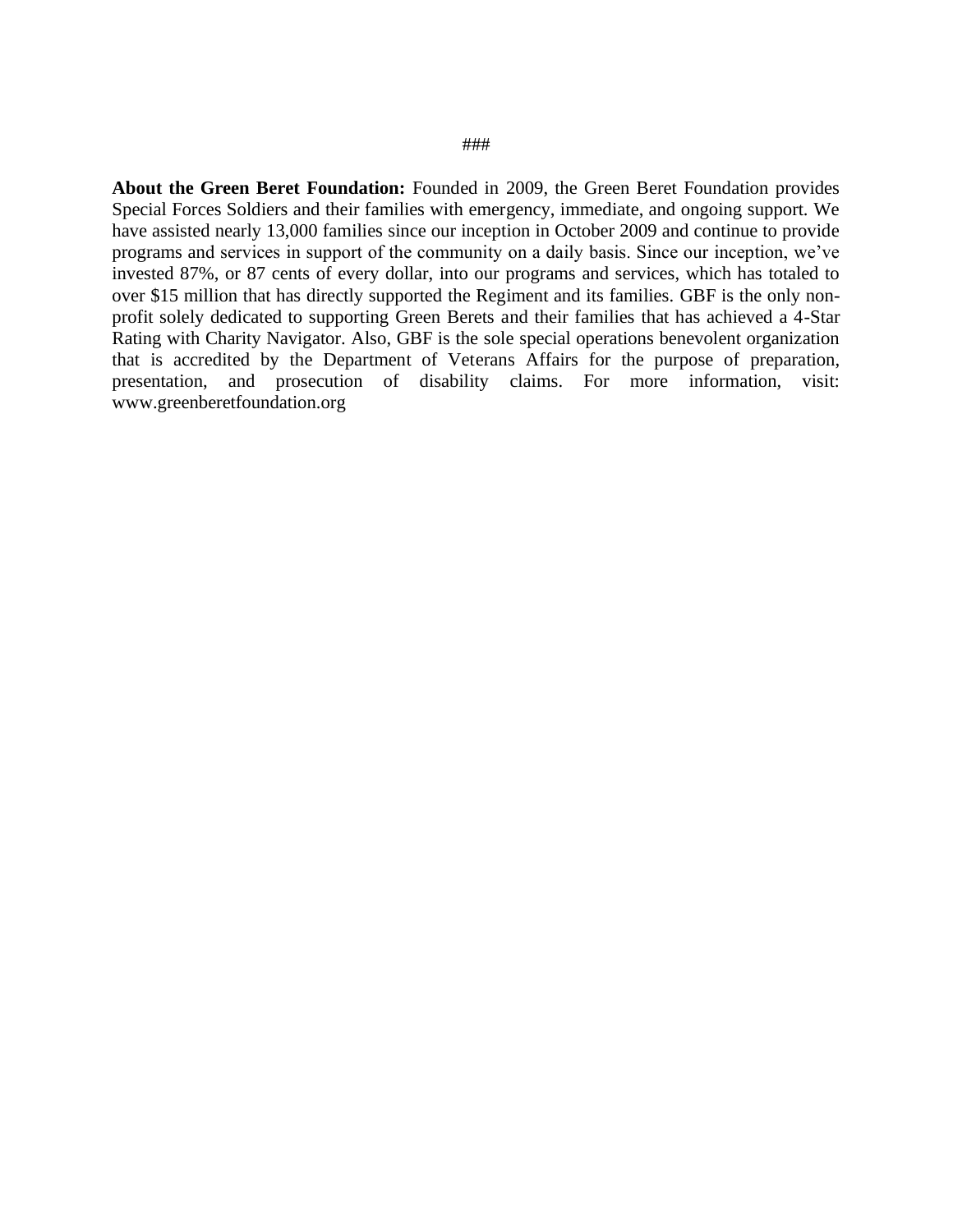###

**About the Green Beret Foundation:** Founded in 2009, the Green Beret Foundation provides Special Forces Soldiers and their families with emergency, immediate, and ongoing support. We have assisted nearly 13,000 families since our inception in October 2009 and continue to provide programs and services in support of the community on a daily basis. Since our inception, we've invested 87%, or 87 cents of every dollar, into our programs and services, which has totaled to over $15 million that has directly supported the Regiment and its families. GBF is the only non-profit solely dedicated to supporting Green Berets and their families that has achieved a 4-Star Rating with Charity Navigator. Also, GBF is the sole special operations benevolent organization that is accredited by the Department of Veterans Affairs for the purpose of preparation, presentation, and prosecution of disability claims. For more information, visit: www.greenberetfoundation.org